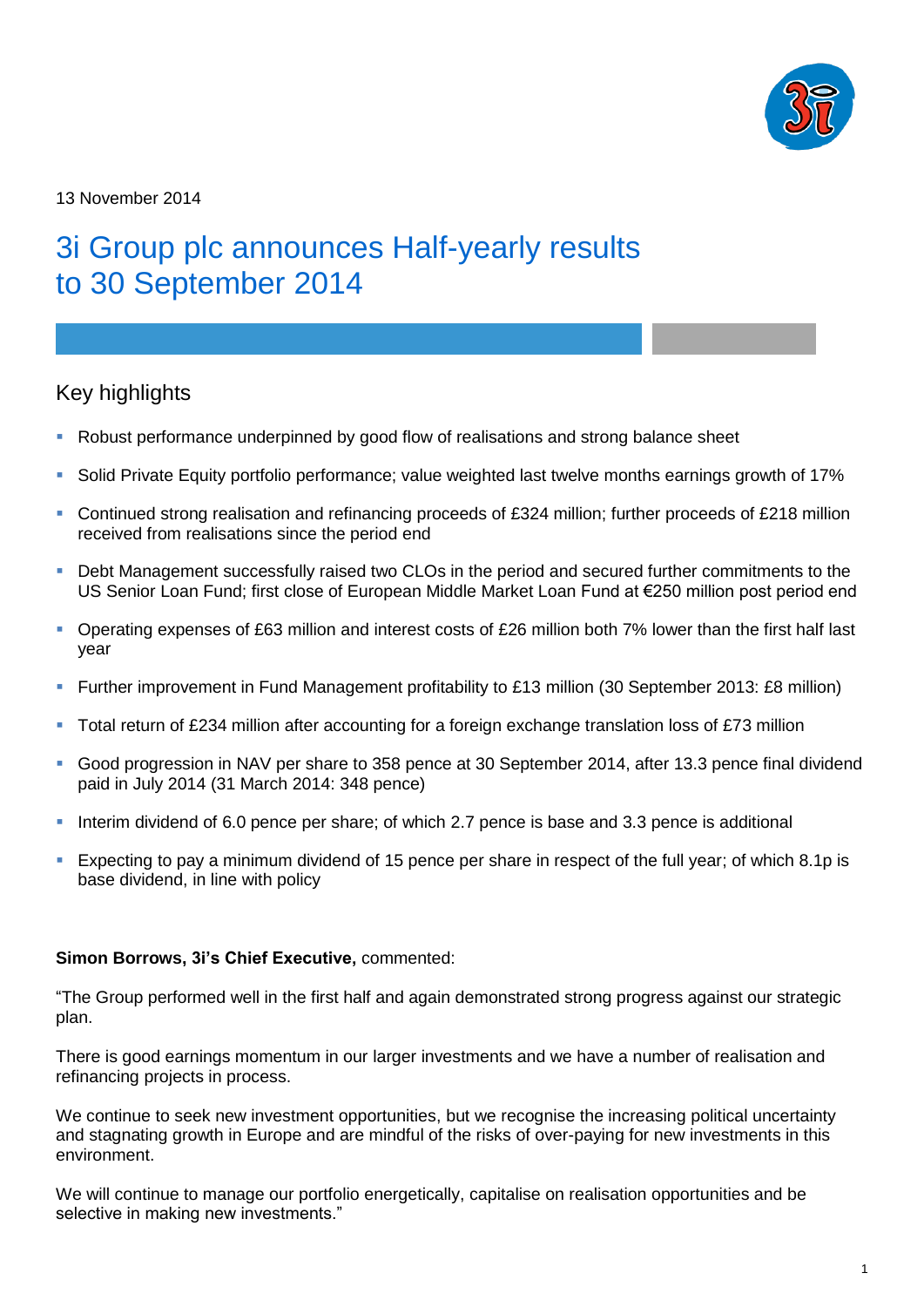13 November 2014

# 3i Group plc announces Half-yearly results to 30 September 2014

## Key highlights

- Robust performance underpinned by good flow of realisations and strong balance sheet
- Solid Private Equity portfolio performance; value weighted last twelve months earnings growth of 17%
- Continued strong realisation and refinancing proceeds of £324 million; further proceeds of £218 million received from realisations since the period end
- Debt Management successfully raised two CLOs in the period and secured further commitments to the US Senior Loan Fund; first close of European Middle Market Loan Fund at €250 million post period end
- Operating expenses of £63 million and interest costs of £26 million both 7% lower than the first half last year
- Further improvement in Fund Management profitability to £13 million (30 September 2013: £8 million)
- Total return of £234 million after accounting for a foreign exchange translation loss of £73 million
- Good progression in NAV per share to 358 pence at 30 September 2014, after 13.3 pence final dividend paid in July 2014 (31 March 2014: 348 pence)
- Interim dividend of 6.0 pence per share; of which 2.7 pence is base and 3.3 pence is additional
- Expecting to pay a minimum dividend of 15 pence per share in respect of the full year; of which 8.1p is base dividend, in line with policy

**Simon Borrows, 3i's Chief Executive,** commented:

"The Group performed well in the first half and again demonstrated strong progress against our strategic plan.

There is good earnings momentum in our larger investments and we have a number of realisation and refinancing projects in process.

We continue to seek new investment opportunities, but we recognise the increasing political uncertainty and stagnating growth in Europe and are mindful of the risks of over-paying for new investments in this environment.

We will continue to manage our portfolio energetically, capitalise on realisation opportunities and be selective in making new investments."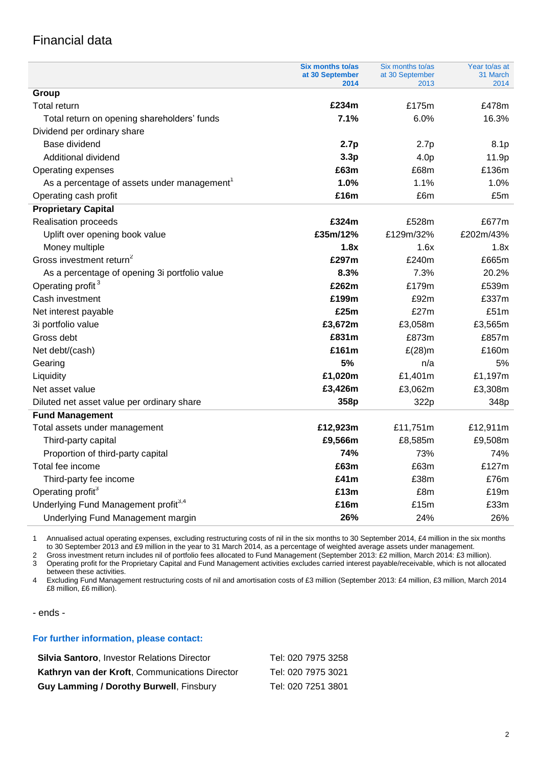# Financial data

| | **Six months to/as at 30 September 2014** | Six months to/as at 30 September 2013 | Year to/as at 31 March 2014 |
|---|---|---|---|
| **Group** | | | |
| Total return | **£234m** | £175m | £478m |
| Total return on opening shareholders' funds | **7.1%** | 6.0% | 16.3% |
| Dividend per ordinary share | | | |
| Base dividend | **2.7p** | 2.7p | 8.1p |
| Additional dividend | **3.3p** | 4.0p | 11.9p |
| Operating expenses | **£63m** | £68m | £136m |
| As a percentage of assets under management[1] | **1.0%** | 1.1% | 1.0% |
| Operating cash profit | **£16m** | £6m | £5m |
| **Proprietary Capital** | | | |
| Realisation proceeds | **£324m** | £528m | £677m |
| Uplift over opening book value | **£35m/12%** | £129m/32% | £202m/43% |
| Money multiple | **1.8x** | 1.6x | 1.8x |
| Gross investment return[2] | **£297m** | £240m | £665m |
| As a percentage of opening 3i portfolio value | **8.3%** | 7.3% | 20.2% |
| Operating profit[3] | **£262m** | £179m | £539m |
| Cash investment | **£199m** | £92m | £337m |
| Net interest payable | **£25m** | £27m | £51m |
| 3i portfolio value | **£3,672m** | £3,058m | £3,565m |
| Gross debt | **£831m** | £873m | £857m |
| Net debt/(cash) | **£161m** | £(28)m | £160m |
| Gearing | **5%** | n/a | 5% |
| Liquidity | **£1,020m** | £1,401m | £1,197m |
| Net asset value | **£3,426m** | £3,062m | £3,308m |
| Diluted net asset value per ordinary share | **358p** | 322p | 348p |
| **Fund Management** | | | |
| Total assets under management | **£12,923m** | £11,751m | £12,911m |
| Third-party capital | **£9,566m** | £8,585m | £9,508m |
| Proportion of third-party capital | **74%** | 73% | 74% |
| Total fee income | **£63m** | £63m | £127m |
| Third-party fee income | **£41m** | £38m | £76m |
| Operating profit[3] | **£13m** | £8m | £19m |
| Underlying Fund Management profit[3,4] | **£16m** | £15m | £33m |
| Underlying Fund Management margin | **26%** | 24% | 26% |

1 Annualised actual operating expenses, excluding restructuring costs of nil in the six months to 30 September 2014, £4 million in the six months to 30 September 2013 and £9 million in the year to 31 March 2014, as a percentage of weighted average assets under management.

2 Gross investment return includes nil of portfolio fees allocated to Fund Management (September 2013: £2 million, March 2014: £3 million).

3 Operating profit for the Proprietary Capital and Fund Management activities excludes carried interest payable/receivable, which is not allocated between these activities.

4 Excluding Fund Management restructuring costs of nil and amortisation costs of £3 million (September 2013: £4 million, £3 million, March 2014 £8 million, £6 million).

\- ends -

**For further information, please contact:**

| | |
|---|---|
| **Silvia Santoro**, Investor Relations Director | Tel: 020 7975 3258 |
| **Kathryn van der Kroft**, Communications Director | Tel: 020 7975 3021 |
| **Guy Lamming / Dorothy Burwell**, Finsbury | Tel: 020 7251 3801 |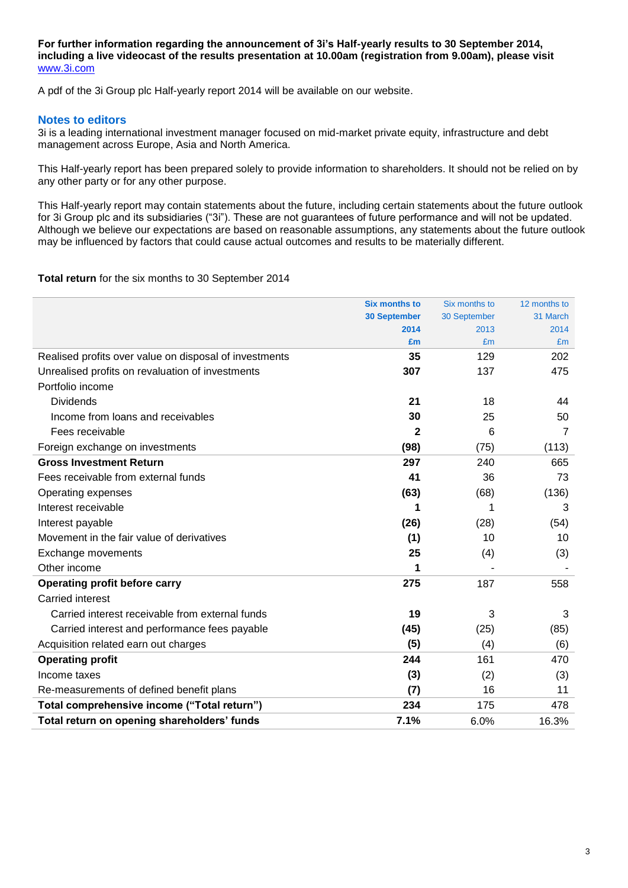**For further information regarding the announcement of 3i's Half-yearly results to 30 September 2014, including a live videocast of the results presentation at 10.00am (registration from 9.00am), please visit** www.3i.com

A pdf of the 3i Group plc Half-yearly report 2014 will be available on our website.

## Notes to editors

3i is a leading international investment manager focused on mid-market private equity, infrastructure and debt management across Europe, Asia and North America.

This Half-yearly report has been prepared solely to provide information to shareholders. It should not be relied on by any other party or for any other purpose.

This Half-yearly report may contain statements about the future, including certain statements about the future outlook for 3i Group plc and its subsidiaries ("3i"). These are not guarantees of future performance and will not be updated. Although we believe our expectations are based on reasonable assumptions, any statements about the future outlook may be influenced by factors that could cause actual outcomes and results to be materially different.

**Total return** for the six months to 30 September 2014

| | **Six months to 30 September 2014 £m** | Six months to 30 September 2013 £m | 12 months to 31 March 2014 £m |
|---|---|---|---|
| Realised profits over value on disposal of investments | **35** | 129 | 202 |
| Unrealised profits on revaluation of investments | **307** | 137 | 475 |
| Portfolio income | | | |
| Dividends | **21** | 18 | 44 |
| Income from loans and receivables | **30** | 25 | 50 |
| Fees receivable | **2** | 6 | 7 |
| Foreign exchange on investments | **(98)** | (75) | (113) |
| **Gross Investment Return** | **297** | 240 | 665 |
| Fees receivable from external funds | **41** | 36 | 73 |
| Operating expenses | **(63)** | (68) | (136) |
| Interest receivable | **1** | 1 | 3 |
| Interest payable | **(26)** | (28) | (54) |
| Movement in the fair value of derivatives | **(1)** | 10 | 10 |
| Exchange movements | **25** | (4) | (3) |
| Other income | **1** | - | - |
| **Operating profit before carry** | **275** | 187 | 558 |
| Carried interest | | | |
| Carried interest receivable from external funds | **19** | 3 | 3 |
| Carried interest and performance fees payable | **(45)** | (25) | (85) |
| Acquisition related earn out charges | **(5)** | (4) | (6) |
| **Operating profit** | **244** | 161 | 470 |
| Income taxes | **(3)** | (2) | (3) |
| Re-measurements of defined benefit plans | **(7)** | 16 | 11 |
| **Total comprehensive income ("Total return")** | **234** | 175 | 478 |
| **Total return on opening shareholders' funds** | **7.1%** | 6.0% | 16.3% |